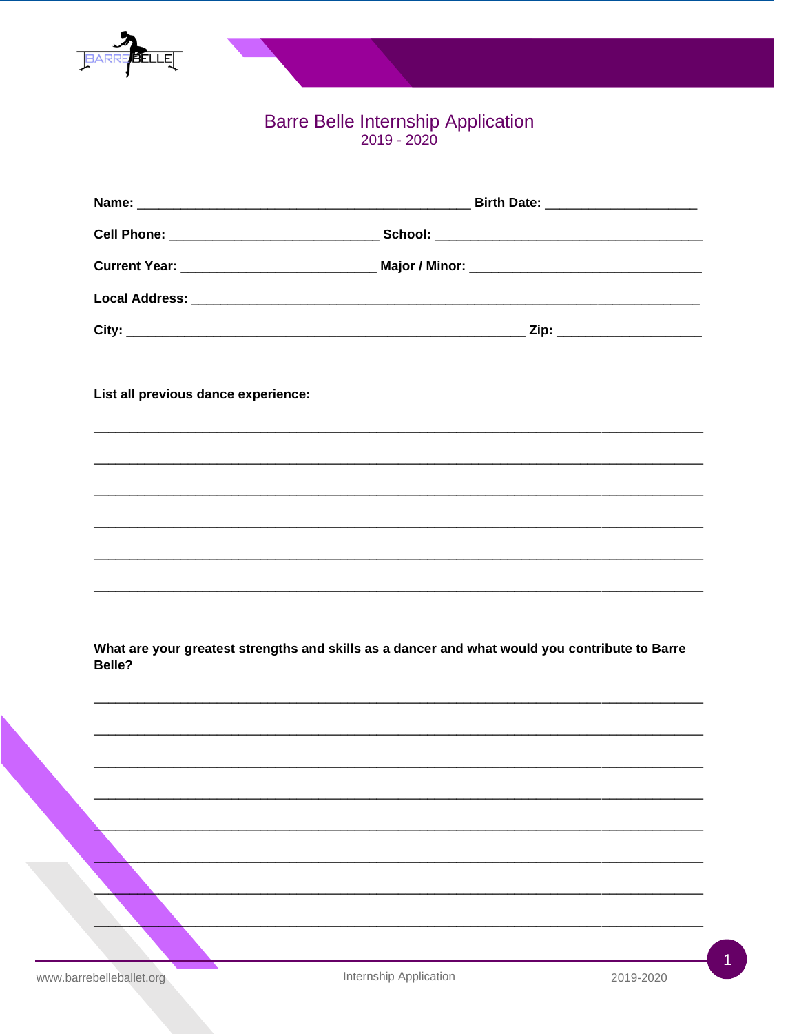# Barre Belle Internship Application

2019 - 2020

**Name:** _______________________________________________ **Birth Date:** ____________________

**Cell Phone:** _____________________________ **School:** _____________________________________

**Current Year:** ___________________________ **Major / Minor:** ______________________________

**Local Address:** ________________________________________________________________________

**City:** ________________________________________________________ **Zip:** ____________________

**List all previous dance experience:**

______________________________________________________________________________________

______________________________________________________________________________________

______________________________________________________________________________________

______________________________________________________________________________________

______________________________________________________________________________________

______________________________________________________________________________________

**What are your greatest strengths and skills as a dancer and what would you contribute to Barre Belle?**

______________________________________________________________________________________

______________________________________________________________________________________

______________________________________________________________________________________

______________________________________________________________________________________

______________________________________________________________________________________

______________________________________________________________________________________

______________________________________________________________________________________

______________________________________________________________________________________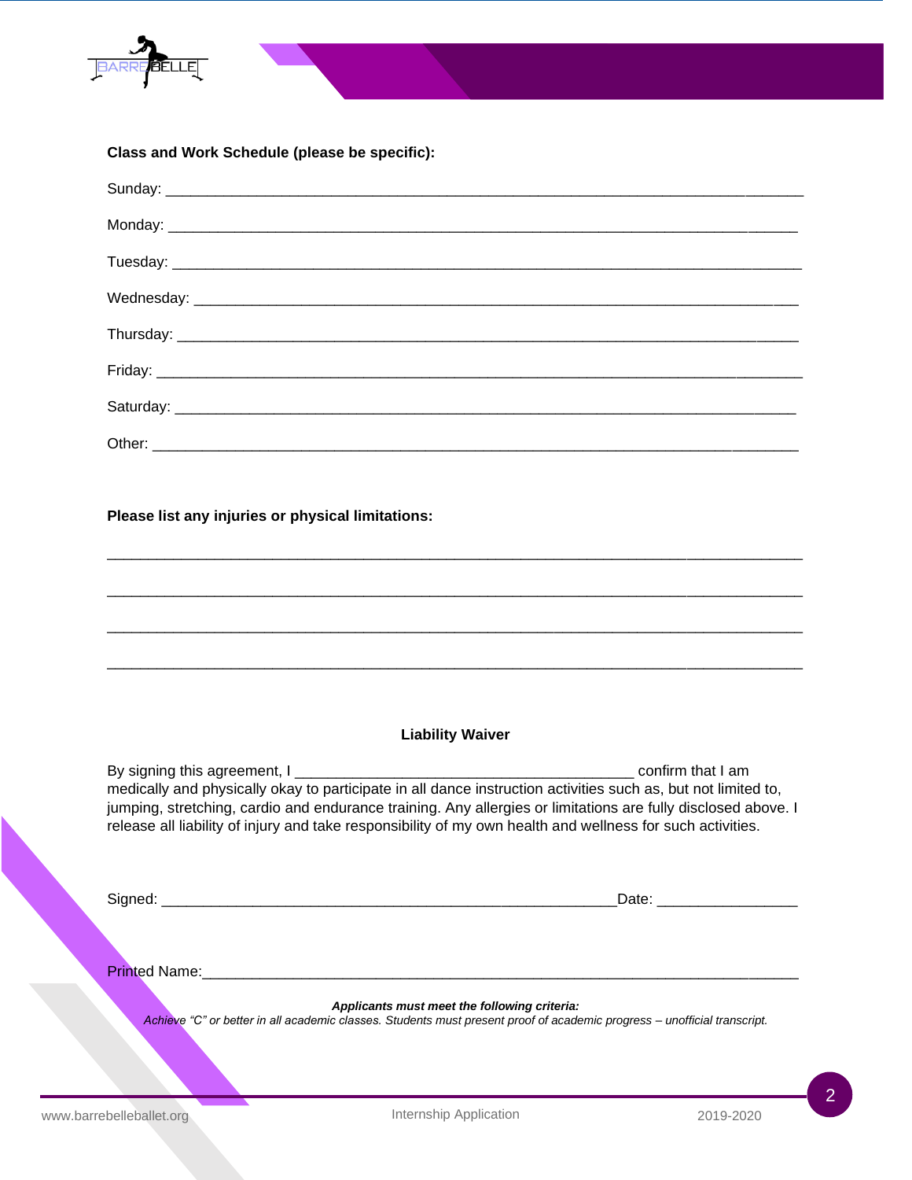**Class and Work Schedule (please be specific):**

Sunday: ___________________________________________________________________________

Monday: __________________________________________________________________________

Tuesday: __________________________________________________________________________

Wednesday: _______________________________________________________________________

Thursday: _________________________________________________________________________

Friday: ___________________________________________________________________________

Saturday: _________________________________________________________________________

Other: ____________________________________________________________________________

**Please list any injuries or physical limitations:**

_______________________________________________________________________________

_______________________________________________________________________________

_______________________________________________________________________________

_______________________________________________________________________________

**Liability Waiver**

By signing this agreement, I ________________________________________ confirm that I am medically and physically okay to participate in all dance instruction activities such as, but not limited to, jumping, stretching, cardio and endurance training. Any allergies or limitations are fully disclosed above. I release all liability of injury and take responsibility of my own health and wellness for such activities.

Signed: _____________________________________________________Date: ________________

Printed Name:________________________________________________________________________

***Applicants must meet the following criteria:***

*Achieve "C" or better in all academic classes. Students must present proof of academic progress – unofficial transcript.*